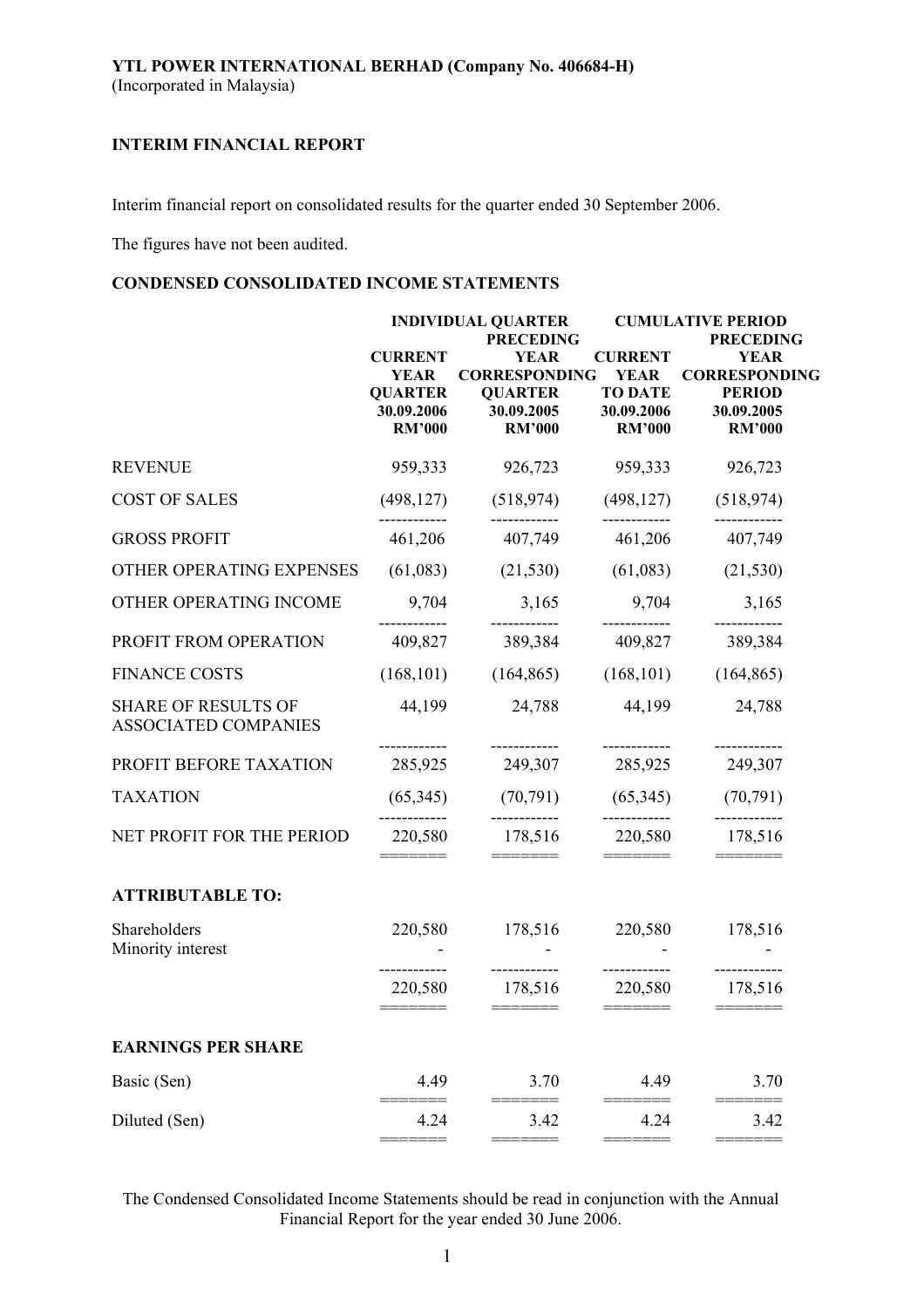**YTL POWER INTERNATIONAL BERHAD (Company No. 406684-H)**
(Incorporated in Malaysia)

**INTERIM FINANCIAL REPORT**

Interim financial report on consolidated results for the quarter ended 30 September 2006.

The figures have not been audited.

**CONDENSED CONSOLIDATED INCOME STATEMENTS**

| | INDIVIDUAL QUARTER | | CUMULATIVE PERIOD | |
|---|---|---|---|---|
| | CURRENT YEAR QUARTER 30.09.2006 RM'000 | PRECEDING YEAR CORRESPONDING QUARTER 30.09.2005 RM'000 | CURRENT YEAR TO DATE 30.09.2006 RM'000 | PRECEDING YEAR CORRESPONDING PERIOD 30.09.2005 RM'000 |
| REVENUE | 959,333 | 926,723 | 959,333 | 926,723 |
| COST OF SALES | (498,127) | (518,974) | (498,127) | (518,974) |
| GROSS PROFIT | 461,206 | 407,749 | 461,206 | 407,749 |
| OTHER OPERATING EXPENSES | (61,083) | (21,530) | (61,083) | (21,530) |
| OTHER OPERATING INCOME | 9,704 | 3,165 | 9,704 | 3,165 |
| PROFIT FROM OPERATION | 409,827 | 389,384 | 409,827 | 389,384 |
| FINANCE COSTS | (168,101) | (164,865) | (168,101) | (164,865) |
| SHARE OF RESULTS OF ASSOCIATED COMPANIES | 44,199 | 24,788 | 44,199 | 24,788 |
| PROFIT BEFORE TAXATION | 285,925 | 249,307 | 285,925 | 249,307 |
| TAXATION | (65,345) | (70,791) | (65,345) | (70,791) |
| NET PROFIT FOR THE PERIOD | 220,580 | 178,516 | 220,580 | 178,516 |
| **ATTRIBUTABLE TO:** | | | | |
| Shareholders | 220,580 | 178,516 | 220,580 | 178,516 |
| Minority interest | - | - | - | - |
| | 220,580 | 178,516 | 220,580 | 178,516 |
| **EARNINGS PER SHARE** | | | | |
| Basic (Sen) | 4.49 | 3.70 | 4.49 | 3.70 |
| Diluted (Sen) | 4.24 | 3.42 | 4.24 | 3.42 |

The Condensed Consolidated Income Statements should be read in conjunction with the Annual Financial Report for the year ended 30 June 2006.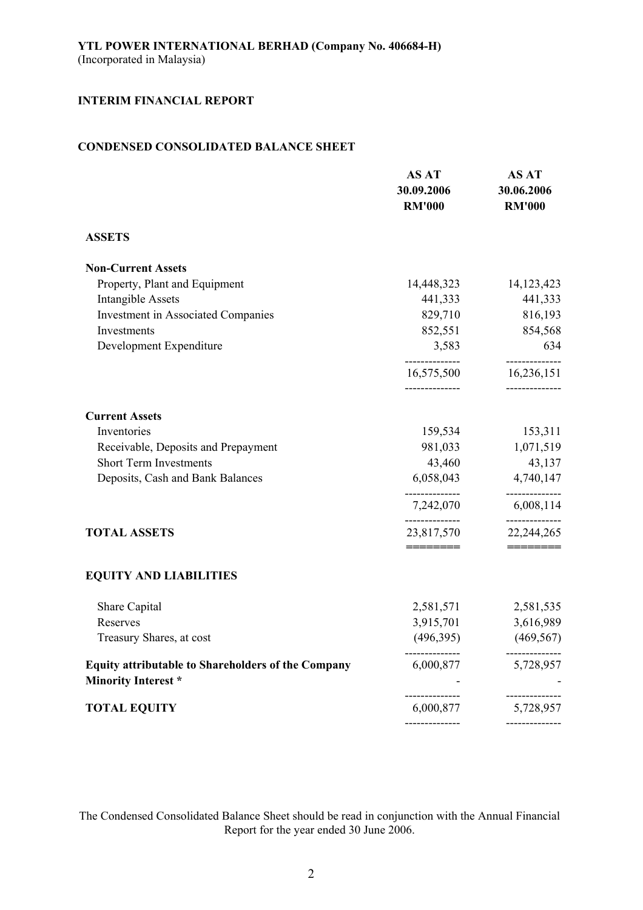**YTL POWER INTERNATIONAL BERHAD (Company No. 406684-H)**
(Incorporated in Malaysia)

**INTERIM FINANCIAL REPORT**

**CONDENSED CONSOLIDATED BALANCE SHEET**

| | AS AT 30.09.2006 RM'000 | AS AT 30.06.2006 RM'000 |
|---|---|---|
| **ASSETS** | | |
| **Non-Current Assets** | | |
| Property, Plant and Equipment | 14,448,323 | 14,123,423 |
| Intangible Assets | 441,333 | 441,333 |
| Investment in Associated Companies | 829,710 | 816,193 |
| Investments | 852,551 | 854,568 |
| Development Expenditure | 3,583 | 634 |
| | 16,575,500 | 16,236,151 |
| **Current Assets** | | |
| Inventories | 159,534 | 153,311 |
| Receivable, Deposits and Prepayment | 981,033 | 1,071,519 |
| Short Term Investments | 43,460 | 43,137 |
| Deposits, Cash and Bank Balances | 6,058,043 | 4,740,147 |
| | 7,242,070 | 6,008,114 |
| **TOTAL ASSETS** | 23,817,570 | 22,244,265 |
| **EQUITY AND LIABILITIES** | | |
| Share Capital | 2,581,571 | 2,581,535 |
| Reserves | 3,915,701 | 3,616,989 |
| Treasury Shares, at cost | (496,395) | (469,567) |
| **Equity attributable to Shareholders of the Company** | 6,000,877 | 5,728,957 |
| **Minority Interest *** | - | - |
| **TOTAL EQUITY** | 6,000,877 | 5,728,957 |

The Condensed Consolidated Balance Sheet should be read in conjunction with the Annual Financial Report for the year ended 30 June 2006.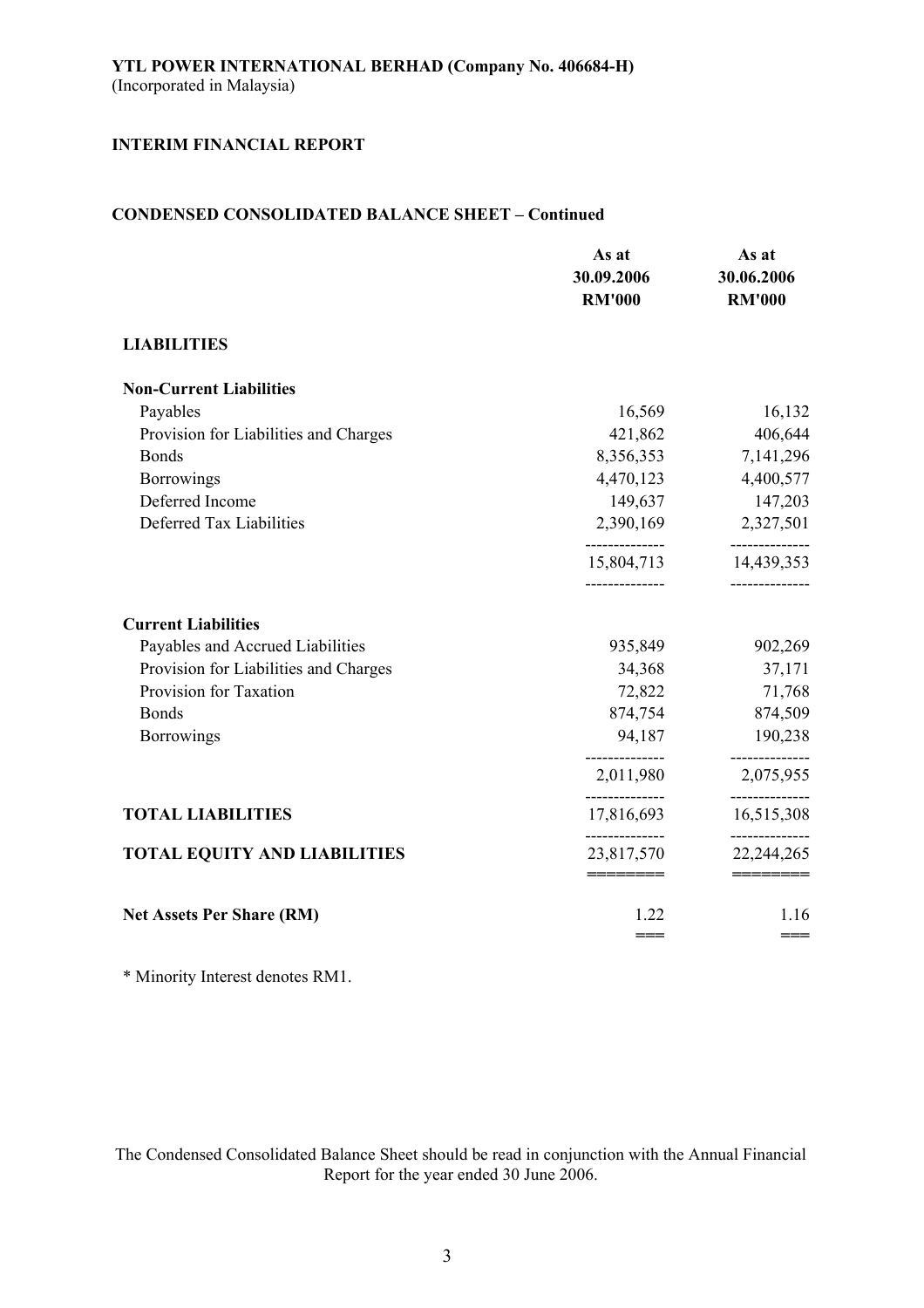**YTL POWER INTERNATIONAL BERHAD (Company No. 406684-H)**
(Incorporated in Malaysia)

**INTERIM FINANCIAL REPORT**

**CONDENSED CONSOLIDATED BALANCE SHEET – Continued**

| | As at 30.09.2006 RM'000 | As at 30.06.2006 RM'000 |
|---|---|---|
| **LIABILITIES** | | |
| **Non-Current Liabilities** | | |
| Payables | 16,569 | 16,132 |
| Provision for Liabilities and Charges | 421,862 | 406,644 |
| Bonds | 8,356,353 | 7,141,296 |
| Borrowings | 4,470,123 | 4,400,577 |
| Deferred Income | 149,637 | 147,203 |
| Deferred Tax Liabilities | 2,390,169 | 2,327,501 |
| | 15,804,713 | 14,439,353 |
| **Current Liabilities** | | |
| Payables and Accrued Liabilities | 935,849 | 902,269 |
| Provision for Liabilities and Charges | 34,368 | 37,171 |
| Provision for Taxation | 72,822 | 71,768 |
| Bonds | 874,754 | 874,509 |
| Borrowings | 94,187 | 190,238 |
| | 2,011,980 | 2,075,955 |
| **TOTAL LIABILITIES** | 17,816,693 | 16,515,308 |
| **TOTAL EQUITY AND LIABILITIES** | 23,817,570 | 22,244,265 |
| **Net Assets Per Share (RM)** | 1.22 | 1.16 |

* Minority Interest denotes RM1.

The Condensed Consolidated Balance Sheet should be read in conjunction with the Annual Financial Report for the year ended 30 June 2006.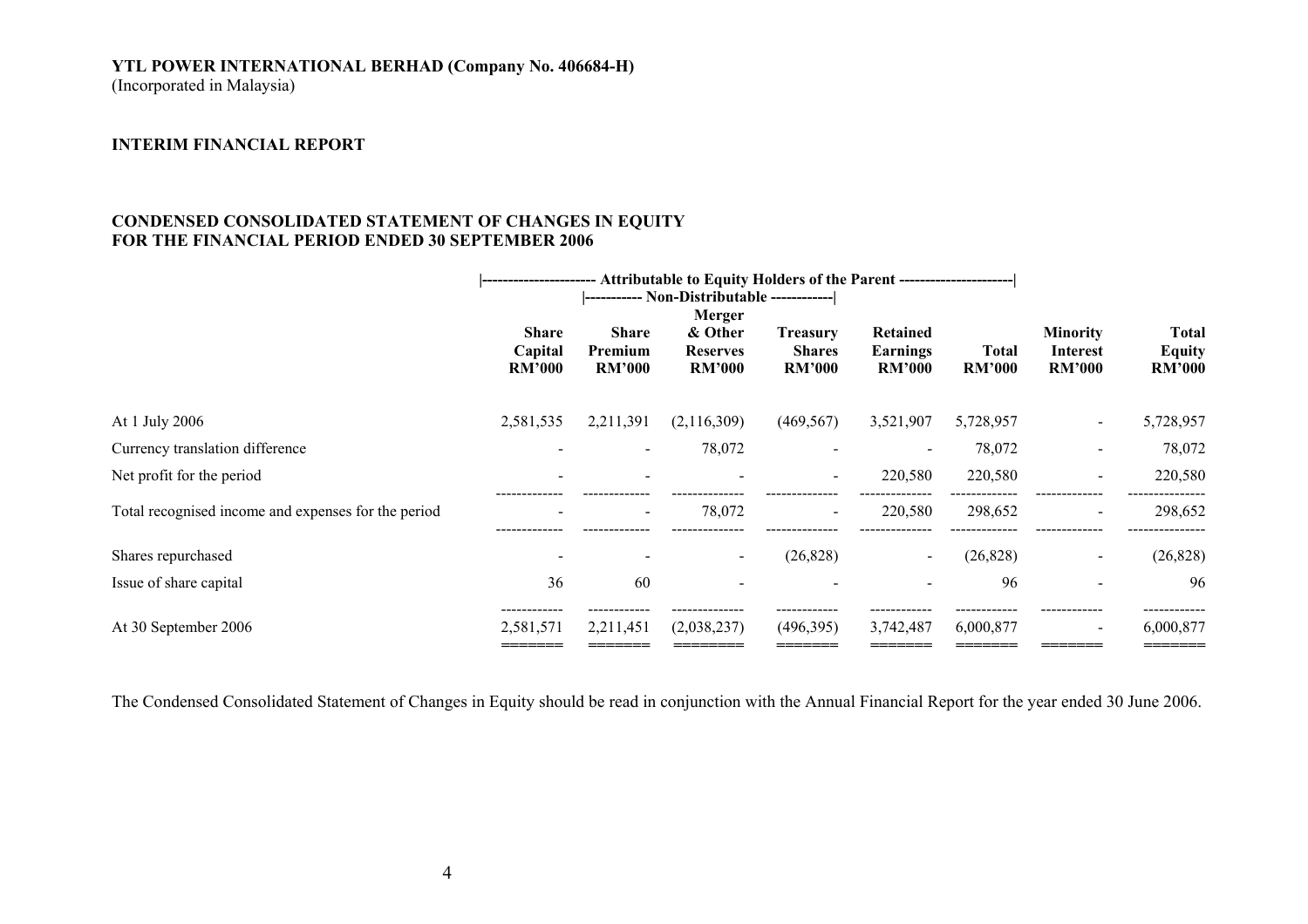**YTL POWER INTERNATIONAL BERHAD (Company No. 406684-H)**
(Incorporated in Malaysia)

**INTERIM FINANCIAL REPORT**

**CONDENSED CONSOLIDATED STATEMENT OF CHANGES IN EQUITY**
**FOR THE FINANCIAL PERIOD ENDED 30 SEPTEMBER 2006**

| | Attributable to Equity Holders of the Parent | | | | | | | |
|---|---|---|---|---|---|---|---|---|
| | | Non-Distributable | | | | | | |
| | **Share Capital RM'000** | **Share Premium RM'000** | **Merger & Other Reserves RM'000** | **Treasury Shares RM'000** | **Retained Earnings RM'000** | **Total RM'000** | **Minority Interest RM'000** | **Total Equity RM'000** |
| At 1 July 2006 | 2,581,535 | 2,211,391 | (2,116,309) | (469,567) | 3,521,907 | 5,728,957 | - | 5,728,957 |
| Currency translation difference | - | - | 78,072 | - | - | 78,072 | - | 78,072 |
| Net profit for the period | - | - | - | - | 220,580 | 220,580 | - | 220,580 |
| Total recognised income and expenses for the period | - | - | 78,072 | - | 220,580 | 298,652 | - | 298,652 |
| Shares repurchased | - | - | - | (26,828) | - | (26,828) | - | (26,828) |
| Issue of share capital | 36 | 60 | - | - | - | 96 | - | 96 |
| At 30 September 2006 | 2,581,571 | 2,211,451 | (2,038,237) | (496,395) | 3,742,487 | 6,000,877 | - | 6,000,877 |

The Condensed Consolidated Statement of Changes in Equity should be read in conjunction with the Annual Financial Report for the year ended 30 June 2006.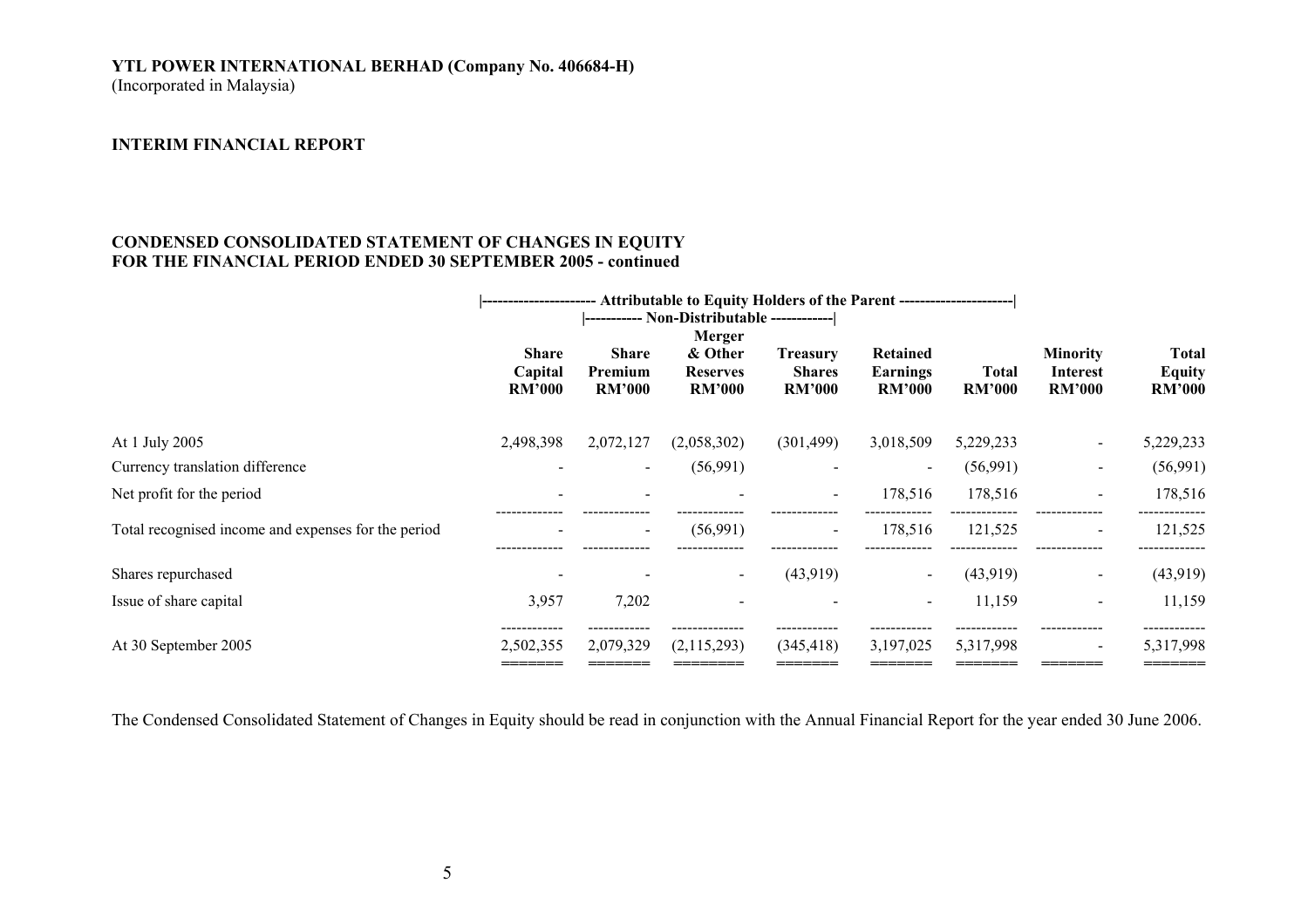**YTL POWER INTERNATIONAL BERHAD (Company No. 406684-H)**
(Incorporated in Malaysia)

**INTERIM FINANCIAL REPORT**

**CONDENSED CONSOLIDATED STATEMENT OF CHANGES IN EQUITY**
**FOR THE FINANCIAL PERIOD ENDED 30 SEPTEMBER 2005 - continued**

| | Attributable to Equity Holders of the Parent | | | | | | | |
|---|---|---|---|---|---|---|---|---|
| | | Non-Distributable | | | | | | |
| | Share Capital RM'000 | Share Premium RM'000 | Merger & Other Reserves RM'000 | Treasury Shares RM'000 | Retained Earnings RM'000 | Total RM'000 | Minority Interest RM'000 | Total Equity RM'000 |
| At 1 July 2005 | 2,498,398 | 2,072,127 | (2,058,302) | (301,499) | 3,018,509 | 5,229,233 | - | 5,229,233 |
| Currency translation difference | - | - | (56,991) | - | - | (56,991) | - | (56,991) |
| Net profit for the period | - | - | - | - | 178,516 | 178,516 | - | 178,516 |
| Total recognised income and expenses for the period | - | - | (56,991) | - | 178,516 | 121,525 | - | 121,525 |
| Shares repurchased | - | - | - | (43,919) | - | (43,919) | - | (43,919) |
| Issue of share capital | 3,957 | 7,202 | - | - | - | 11,159 | - | 11,159 |
| At 30 September 2005 | 2,502,355 | 2,079,329 | (2,115,293) | (345,418) | 3,197,025 | 5,317,998 | - | 5,317,998 |

The Condensed Consolidated Statement of Changes in Equity should be read in conjunction with the Annual Financial Report for the year ended 30 June 2006.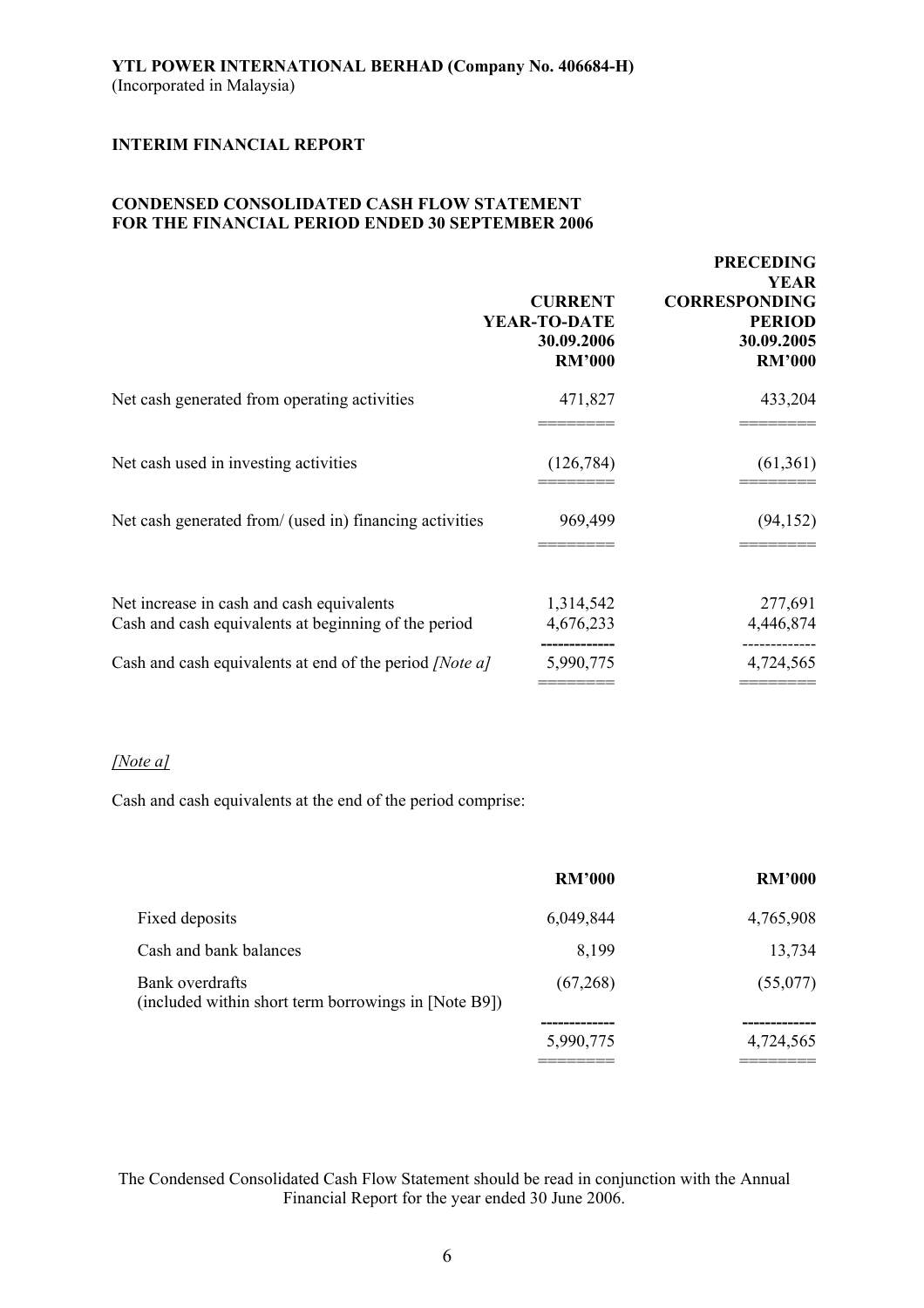**YTL POWER INTERNATIONAL BERHAD (Company No. 406684-H)**
(Incorporated in Malaysia)

**INTERIM FINANCIAL REPORT**

**CONDENSED CONSOLIDATED CASH FLOW STATEMENT**
**FOR THE FINANCIAL PERIOD ENDED 30 SEPTEMBER 2006**

| | CURRENT YEAR-TO-DATE 30.09.2006 RM'000 | PRECEDING YEAR CORRESPONDING PERIOD 30.09.2005 RM'000 |
|---|---|---|
| Net cash generated from operating activities | 471,827 | 433,204 |
| Net cash used in investing activities | (126,784) | (61,361) |
| Net cash generated from/ (used in) financing activities | 969,499 | (94,152) |
| Net increase in cash and cash equivalents | 1,314,542 | 277,691 |
| Cash and cash equivalents at beginning of the period | 4,676,233 | 4,446,874 |
| Cash and cash equivalents at end of the period *[Note a]* | 5,990,775 | 4,724,565 |

*[Note a]*

Cash and cash equivalents at the end of the period comprise:

| | RM'000 | RM'000 |
|---|---|---|
| Fixed deposits | 6,049,844 | 4,765,908 |
| Cash and bank balances | 8,199 | 13,734 |
| Bank overdrafts (included within short term borrowings in [Note B9]) | (67,268) | (55,077) |
| | 5,990,775 | 4,724,565 |

The Condensed Consolidated Cash Flow Statement should be read in conjunction with the Annual Financial Report for the year ended 30 June 2006.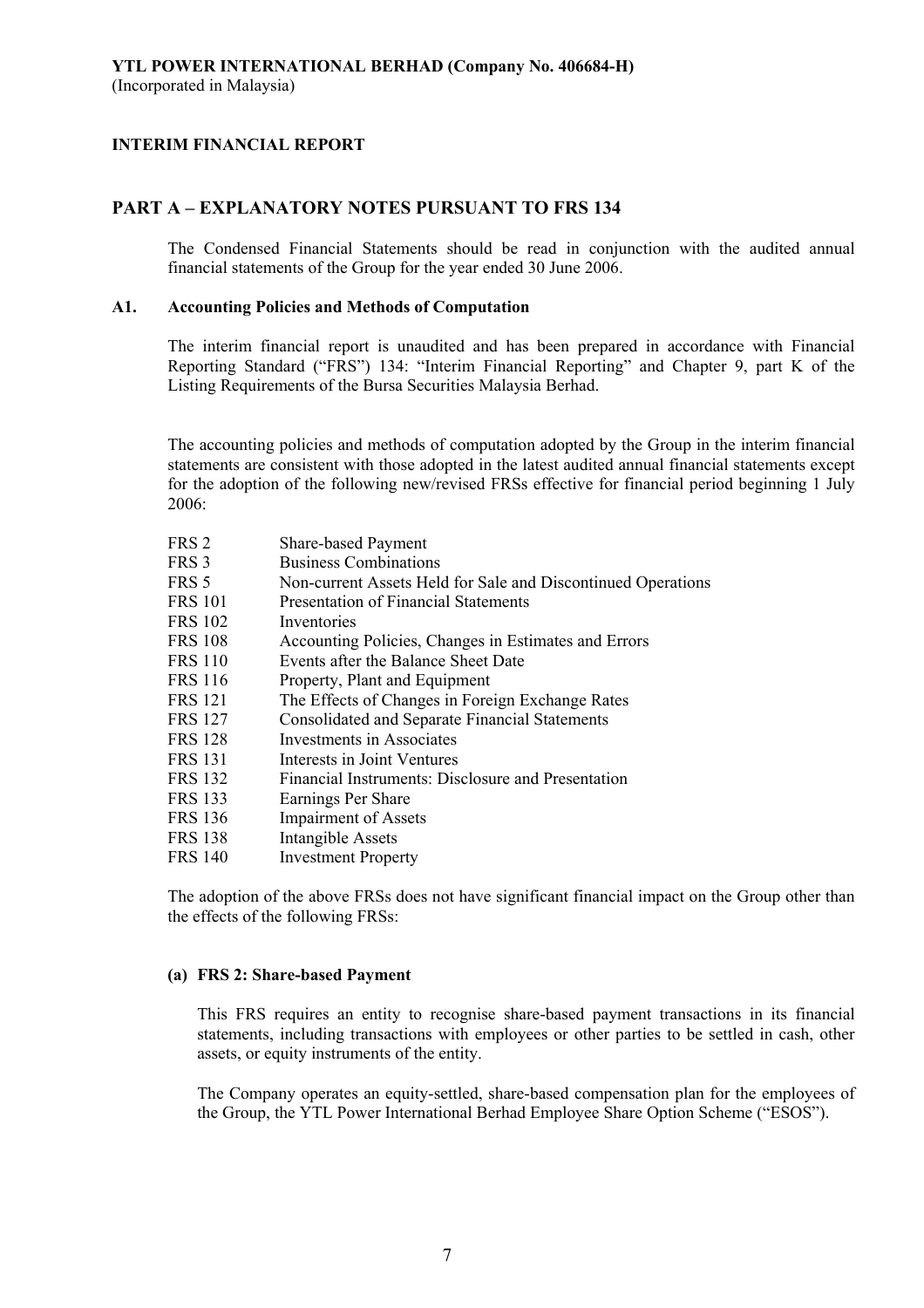**YTL POWER INTERNATIONAL BERHAD (Company No. 406684-H)**
(Incorporated in Malaysia)

**INTERIM FINANCIAL REPORT**

## PART A – EXPLANATORY NOTES PURSUANT TO FRS 134

The Condensed Financial Statements should be read in conjunction with the audited annual financial statements of the Group for the year ended 30 June 2006.

### A1. Accounting Policies and Methods of Computation

The interim financial report is unaudited and has been prepared in accordance with Financial Reporting Standard ("FRS") 134: "Interim Financial Reporting" and Chapter 9, part K of the Listing Requirements of the Bursa Securities Malaysia Berhad.

The accounting policies and methods of computation adopted by the Group in the interim financial statements are consistent with those adopted in the latest audited annual financial statements except for the adoption of the following new/revised FRSs effective for financial period beginning 1 July 2006:

| | |
|---|---|
| FRS 2 | Share-based Payment |
| FRS 3 | Business Combinations |
| FRS 5 | Non-current Assets Held for Sale and Discontinued Operations |
| FRS 101 | Presentation of Financial Statements |
| FRS 102 | Inventories |
| FRS 108 | Accounting Policies, Changes in Estimates and Errors |
| FRS 110 | Events after the Balance Sheet Date |
| FRS 116 | Property, Plant and Equipment |
| FRS 121 | The Effects of Changes in Foreign Exchange Rates |
| FRS 127 | Consolidated and Separate Financial Statements |
| FRS 128 | Investments in Associates |
| FRS 131 | Interests in Joint Ventures |
| FRS 132 | Financial Instruments: Disclosure and Presentation |
| FRS 133 | Earnings Per Share |
| FRS 136 | Impairment of Assets |
| FRS 138 | Intangible Assets |
| FRS 140 | Investment Property |

The adoption of the above FRSs does not have significant financial impact on the Group other than the effects of the following FRSs:

**(a) FRS 2: Share-based Payment**

This FRS requires an entity to recognise share-based payment transactions in its financial statements, including transactions with employees or other parties to be settled in cash, other assets, or equity instruments of the entity.

The Company operates an equity-settled, share-based compensation plan for the employees of the Group, the YTL Power International Berhad Employee Share Option Scheme ("ESOS").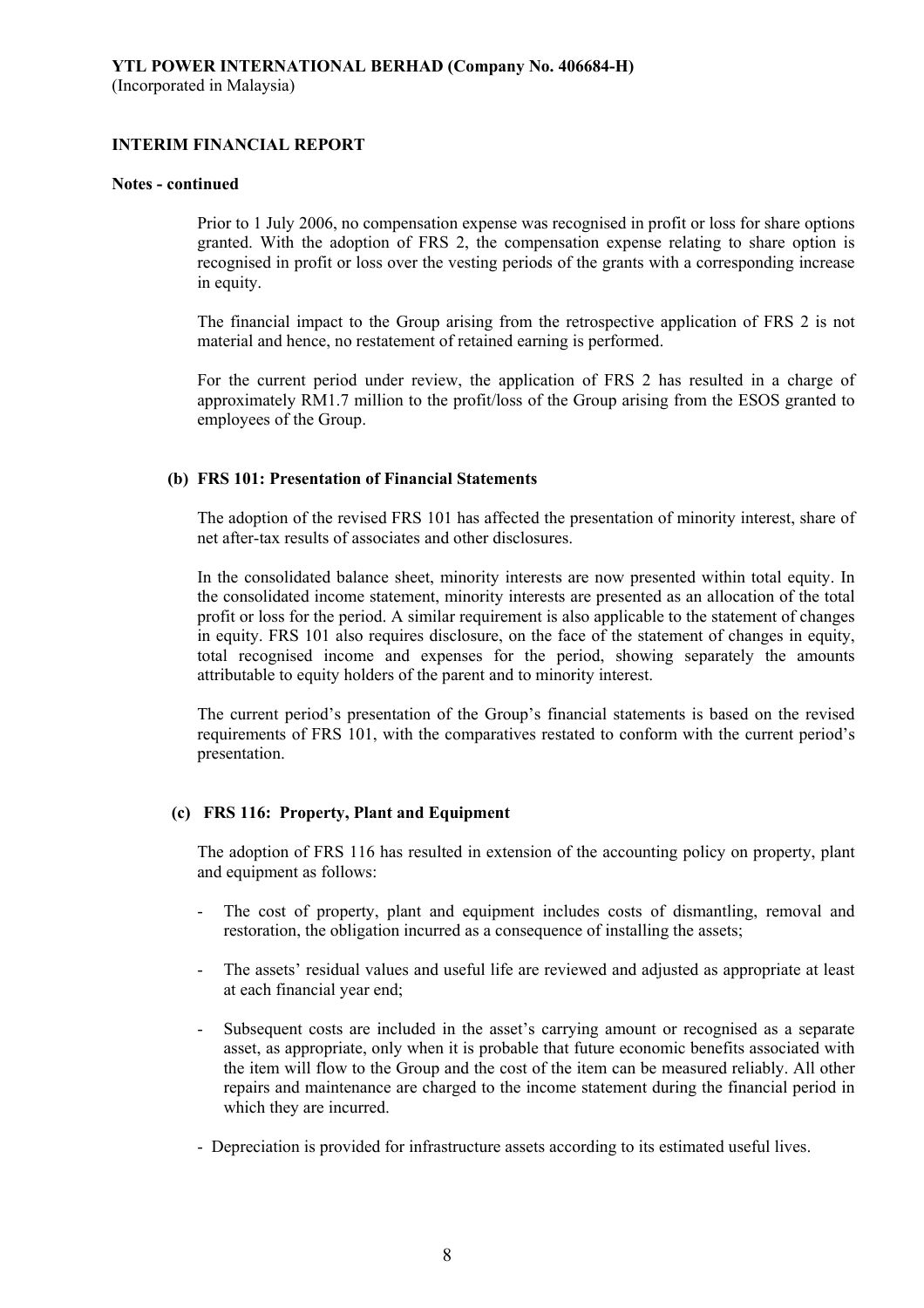**Notes - continued**

Prior to 1 July 2006, no compensation expense was recognised in profit or loss for share options granted. With the adoption of FRS 2, the compensation expense relating to share option is recognised in profit or loss over the vesting periods of the grants with a corresponding increase in equity.

The financial impact to the Group arising from the retrospective application of FRS 2 is not material and hence, no restatement of retained earning is performed.

For the current period under review, the application of FRS 2 has resulted in a charge of approximately RM1.7 million to the profit/loss of the Group arising from the ESOS granted to employees of the Group.

**(b) FRS 101: Presentation of Financial Statements**

The adoption of the revised FRS 101 has affected the presentation of minority interest, share of net after-tax results of associates and other disclosures.

In the consolidated balance sheet, minority interests are now presented within total equity. In the consolidated income statement, minority interests are presented as an allocation of the total profit or loss for the period. A similar requirement is also applicable to the statement of changes in equity. FRS 101 also requires disclosure, on the face of the statement of changes in equity, total recognised income and expenses for the period, showing separately the amounts attributable to equity holders of the parent and to minority interest.

The current period's presentation of the Group's financial statements is based on the revised requirements of FRS 101, with the comparatives restated to conform with the current period's presentation.

**(c) FRS 116: Property, Plant and Equipment**

The adoption of FRS 116 has resulted in extension of the accounting policy on property, plant and equipment as follows:

- The cost of property, plant and equipment includes costs of dismantling, removal and restoration, the obligation incurred as a consequence of installing the assets;
- The assets' residual values and useful life are reviewed and adjusted as appropriate at least at each financial year end;
- Subsequent costs are included in the asset's carrying amount or recognised as a separate asset, as appropriate, only when it is probable that future economic benefits associated with the item will flow to the Group and the cost of the item can be measured reliably. All other repairs and maintenance are charged to the income statement during the financial period in which they are incurred.
- Depreciation is provided for infrastructure assets according to its estimated useful lives.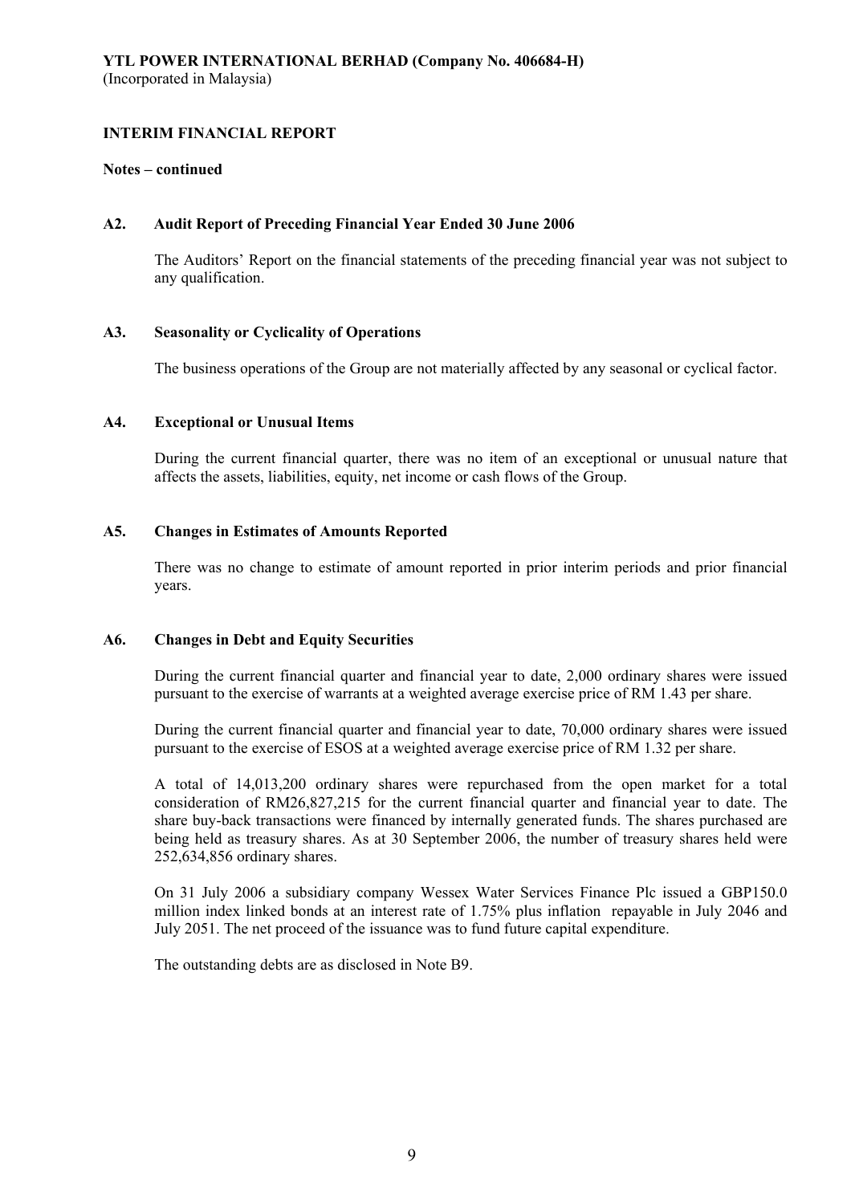**YTL POWER INTERNATIONAL BERHAD (Company No. 406684-H)**
(Incorporated in Malaysia)

**INTERIM FINANCIAL REPORT**

**Notes – continued**

### A2. Audit Report of Preceding Financial Year Ended 30 June 2006

The Auditors' Report on the financial statements of the preceding financial year was not subject to any qualification.

### A3. Seasonality or Cyclicality of Operations

The business operations of the Group are not materially affected by any seasonal or cyclical factor.

### A4. Exceptional or Unusual Items

During the current financial quarter, there was no item of an exceptional or unusual nature that affects the assets, liabilities, equity, net income or cash flows of the Group.

### A5. Changes in Estimates of Amounts Reported

There was no change to estimate of amount reported in prior interim periods and prior financial years.

### A6. Changes in Debt and Equity Securities

During the current financial quarter and financial year to date, 2,000 ordinary shares were issued pursuant to the exercise of warrants at a weighted average exercise price of RM 1.43 per share.

During the current financial quarter and financial year to date, 70,000 ordinary shares were issued pursuant to the exercise of ESOS at a weighted average exercise price of RM 1.32 per share.

A total of 14,013,200 ordinary shares were repurchased from the open market for a total consideration of RM26,827,215 for the current financial quarter and financial year to date. The share buy-back transactions were financed by internally generated funds. The shares purchased are being held as treasury shares. As at 30 September 2006, the number of treasury shares held were 252,634,856 ordinary shares.

On 31 July 2006 a subsidiary company Wessex Water Services Finance Plc issued a GBP150.0 million index linked bonds at an interest rate of 1.75% plus inflation repayable in July 2046 and July 2051. The net proceed of the issuance was to fund future capital expenditure.

The outstanding debts are as disclosed in Note B9.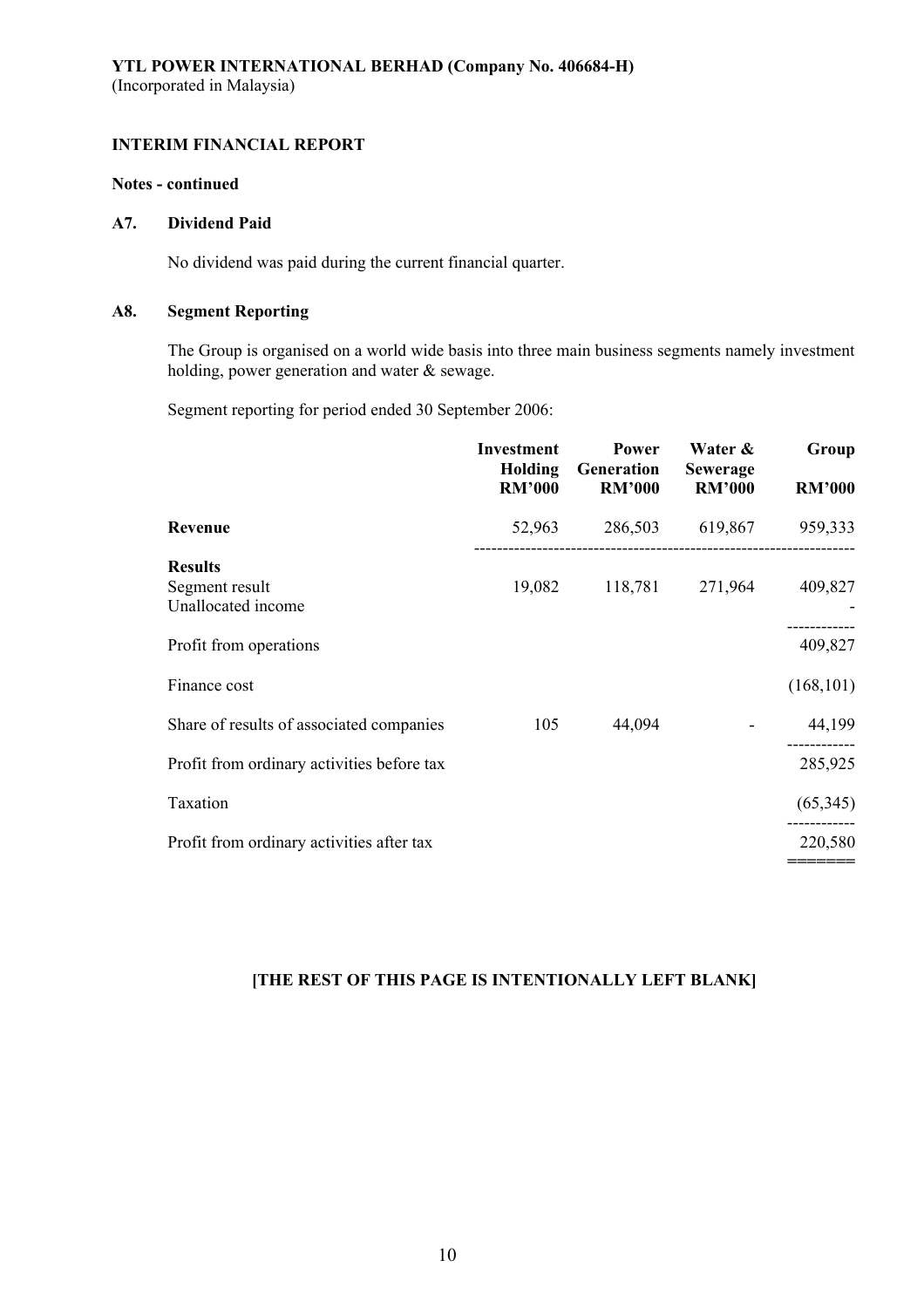**YTL POWER INTERNATIONAL BERHAD (Company No. 406684-H)**
(Incorporated in Malaysia)

**INTERIM FINANCIAL REPORT**

**Notes - continued**

## A7. Dividend Paid

No dividend was paid during the current financial quarter.

## A8. Segment Reporting

The Group is organised on a world wide basis into three main business segments namely investment holding, power generation and water & sewage.

Segment reporting for period ended 30 September 2006:

| | Investment Holding RM'000 | Power Generation RM'000 | Water & Sewerage RM'000 | Group RM'000 |
|---|---|---|---|---|
| **Revenue** | 52,963 | 286,503 | 619,867 | 959,333 |
| **Results** | | | | |
| Segment result | 19,082 | 118,781 | 271,964 | 409,827 |
| Unallocated income | | | | - |
| Profit from operations | | | | 409,827 |
| Finance cost | | | | (168,101) |
| Share of results of associated companies | 105 | 44,094 | - | 44,199 |
| Profit from ordinary activities before tax | | | | 285,925 |
| Taxation | | | | (65,345) |
| Profit from ordinary activities after tax | | | | 220,580 |

**[THE REST OF THIS PAGE IS INTENTIONALLY LEFT BLANK]**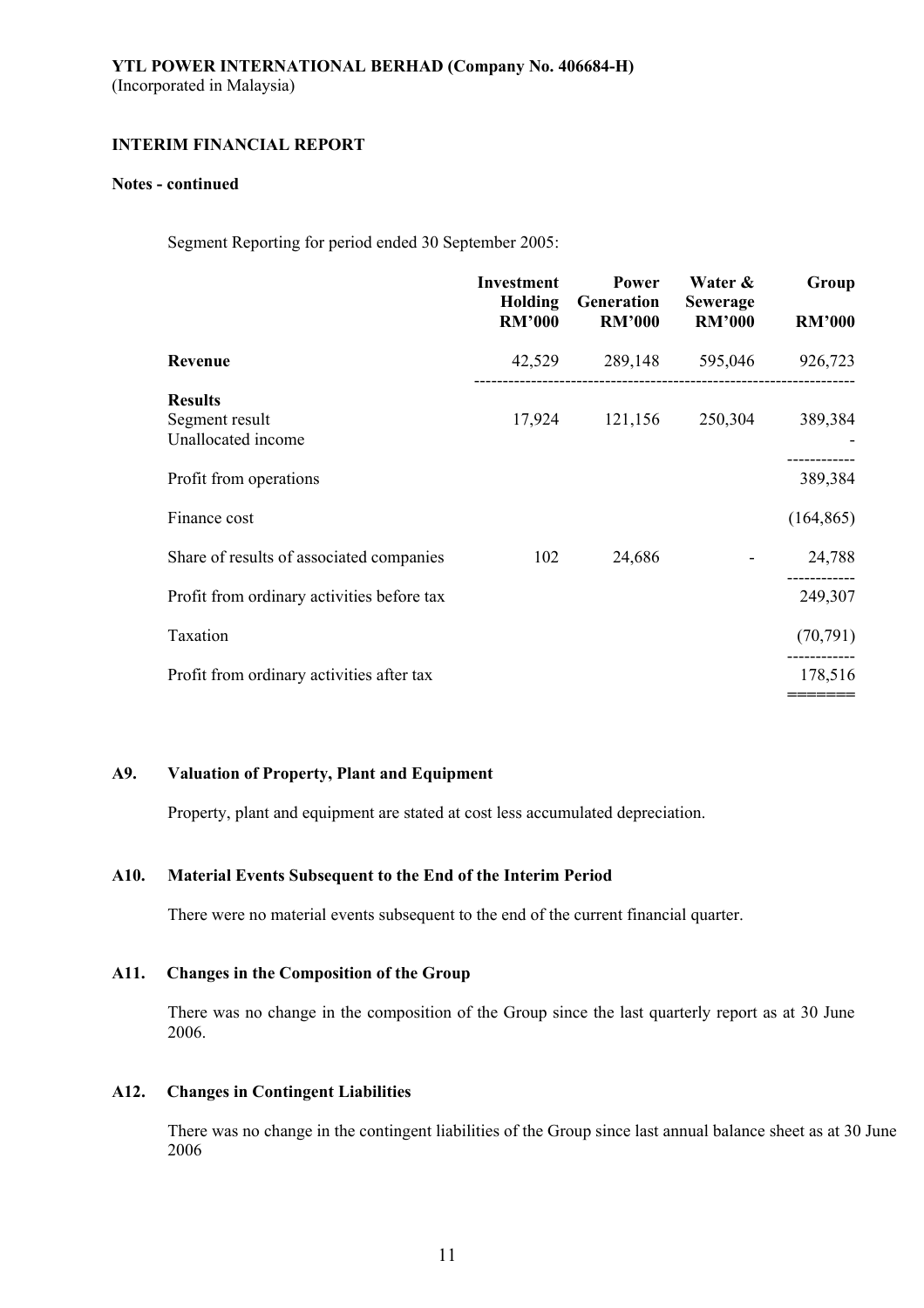**YTL POWER INTERNATIONAL BERHAD (Company No. 406684-H)**
(Incorporated in Malaysia)

**INTERIM FINANCIAL REPORT**

**Notes - continued**

Segment Reporting for period ended 30 September 2005:

| | Investment Holding RM'000 | Power Generation RM'000 | Water & Sewerage RM'000 | Group RM'000 |
|---|---|---|---|---|
| **Revenue** | 42,529 | 289,148 | 595,046 | 926,723 |
| **Results** | | | | |
| Segment result | 17,924 | 121,156 | 250,304 | 389,384 |
| Unallocated income | | | | - |
| Profit from operations | | | | 389,384 |
| Finance cost | | | | (164,865) |
| Share of results of associated companies | 102 | 24,686 | - | 24,788 |
| Profit from ordinary activities before tax | | | | 249,307 |
| Taxation | | | | (70,791) |
| Profit from ordinary activities after tax | | | | 178,516 |

## A9. Valuation of Property, Plant and Equipment

Property, plant and equipment are stated at cost less accumulated depreciation.

## A10. Material Events Subsequent to the End of the Interim Period

There were no material events subsequent to the end of the current financial quarter.

## A11. Changes in the Composition of the Group

There was no change in the composition of the Group since the last quarterly report as at 30 June 2006.

## A12. Changes in Contingent Liabilities

There was no change in the contingent liabilities of the Group since last annual balance sheet as at 30 June 2006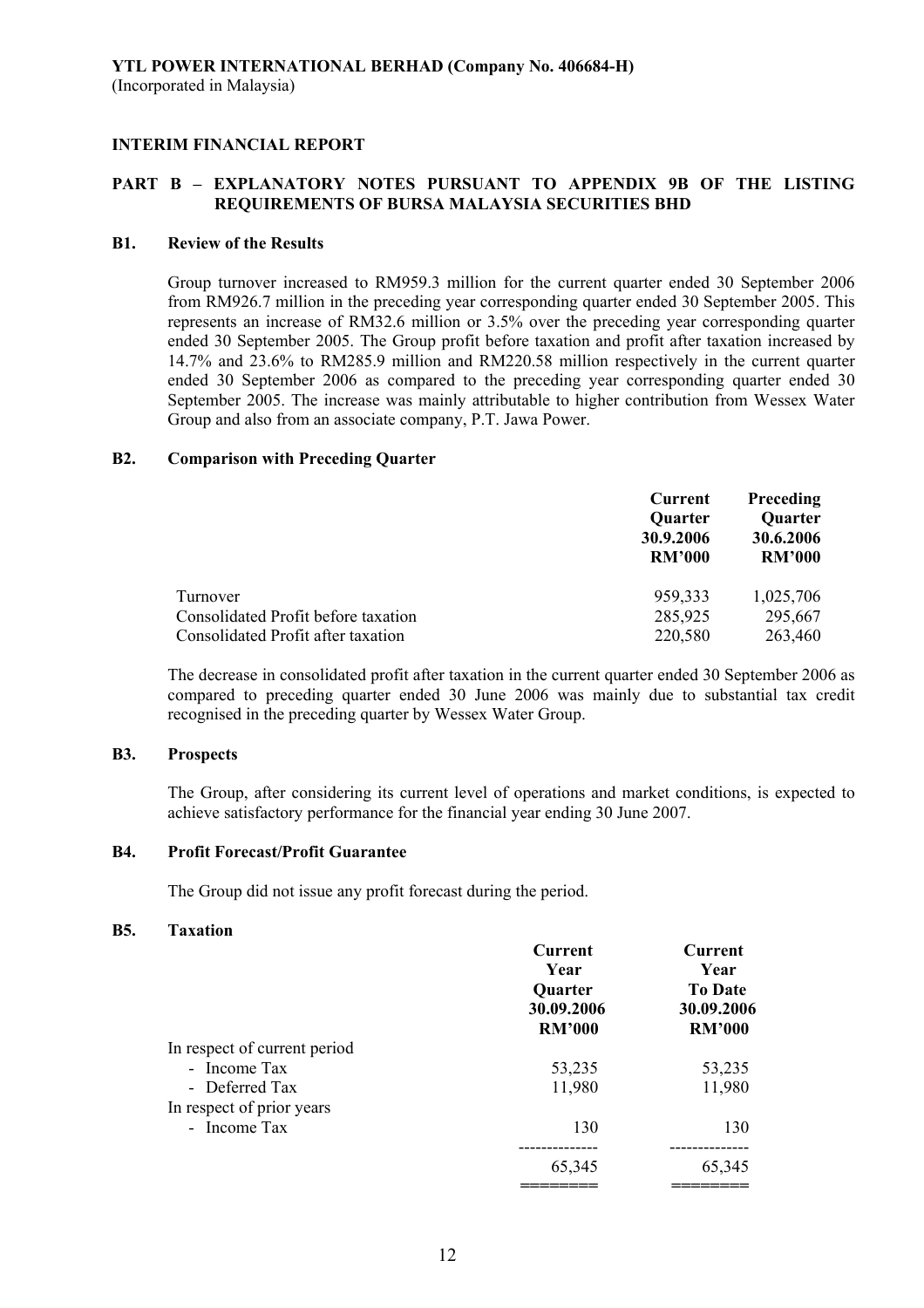**YTL POWER INTERNATIONAL BERHAD (Company No. 406684-H)**
(Incorporated in Malaysia)

**INTERIM FINANCIAL REPORT**

**PART B – EXPLANATORY NOTES PURSUANT TO APPENDIX 9B OF THE LISTING REQUIREMENTS OF BURSA MALAYSIA SECURITIES BHD**

**B1. Review of the Results**

Group turnover increased to RM959.3 million for the current quarter ended 30 September 2006 from RM926.7 million in the preceding year corresponding quarter ended 30 September 2005. This represents an increase of RM32.6 million or 3.5% over the preceding year corresponding quarter ended 30 September 2005. The Group profit before taxation and profit after taxation increased by 14.7% and 23.6% to RM285.9 million and RM220.58 million respectively in the current quarter ended 30 September 2006 as compared to the preceding year corresponding quarter ended 30 September 2005. The increase was mainly attributable to higher contribution from Wessex Water Group and also from an associate company, P.T. Jawa Power.

**B2. Comparison with Preceding Quarter**

| | Current Quarter 30.9.2006 RM'000 | Preceding Quarter 30.6.2006 RM'000 |
|---|---|---|
| Turnover | 959,333 | 1,025,706 |
| Consolidated Profit before taxation | 285,925 | 295,667 |
| Consolidated Profit after taxation | 220,580 | 263,460 |

The decrease in consolidated profit after taxation in the current quarter ended 30 September 2006 as compared to preceding quarter ended 30 June 2006 was mainly due to substantial tax credit recognised in the preceding quarter by Wessex Water Group.

**B3. Prospects**

The Group, after considering its current level of operations and market conditions, is expected to achieve satisfactory performance for the financial year ending 30 June 2007.

**B4. Profit Forecast/Profit Guarantee**

The Group did not issue any profit forecast during the period.

**B5. Taxation**

| | Current Year Quarter 30.09.2006 RM'000 | Current Year To Date 30.09.2006 RM'000 |
|---|---|---|
| In respect of current period | | |
| - Income Tax | 53,235 | 53,235 |
| - Deferred Tax | 11,980 | 11,980 |
| In respect of prior years | | |
| - Income Tax | 130 | 130 |
| | 65,345 | 65,345 |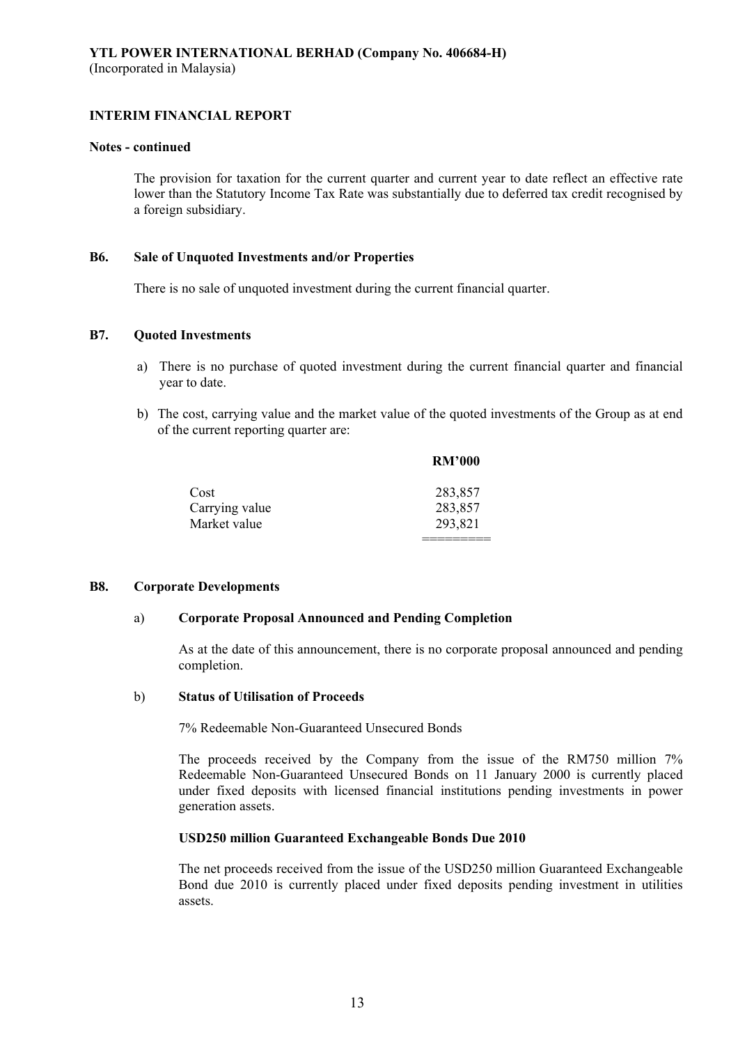**YTL POWER INTERNATIONAL BERHAD (Company No. 406684-H)**
(Incorporated in Malaysia)

**INTERIM FINANCIAL REPORT**

**Notes - continued**

The provision for taxation for the current quarter and current year to date reflect an effective rate lower than the Statutory Income Tax Rate was substantially due to deferred tax credit recognised by a foreign subsidiary.

## B6. Sale of Unquoted Investments and/or Properties

There is no sale of unquoted investment during the current financial quarter.

## B7. Quoted Investments

a) There is no purchase of quoted investment during the current financial quarter and financial year to date.

b) The cost, carrying value and the market value of the quoted investments of the Group as at end of the current reporting quarter are:

| | RM'000 |
|---|---|
| Cost | 283,857 |
| Carrying value | 283,857 |
| Market value | 293,821 |

## B8. Corporate Developments

a) **Corporate Proposal Announced and Pending Completion**

As at the date of this announcement, there is no corporate proposal announced and pending completion.

b) **Status of Utilisation of Proceeds**

7% Redeemable Non-Guaranteed Unsecured Bonds

The proceeds received by the Company from the issue of the RM750 million 7% Redeemable Non-Guaranteed Unsecured Bonds on 11 January 2000 is currently placed under fixed deposits with licensed financial institutions pending investments in power generation assets.

**USD250 million Guaranteed Exchangeable Bonds Due 2010**

The net proceeds received from the issue of the USD250 million Guaranteed Exchangeable Bond due 2010 is currently placed under fixed deposits pending investment in utilities assets.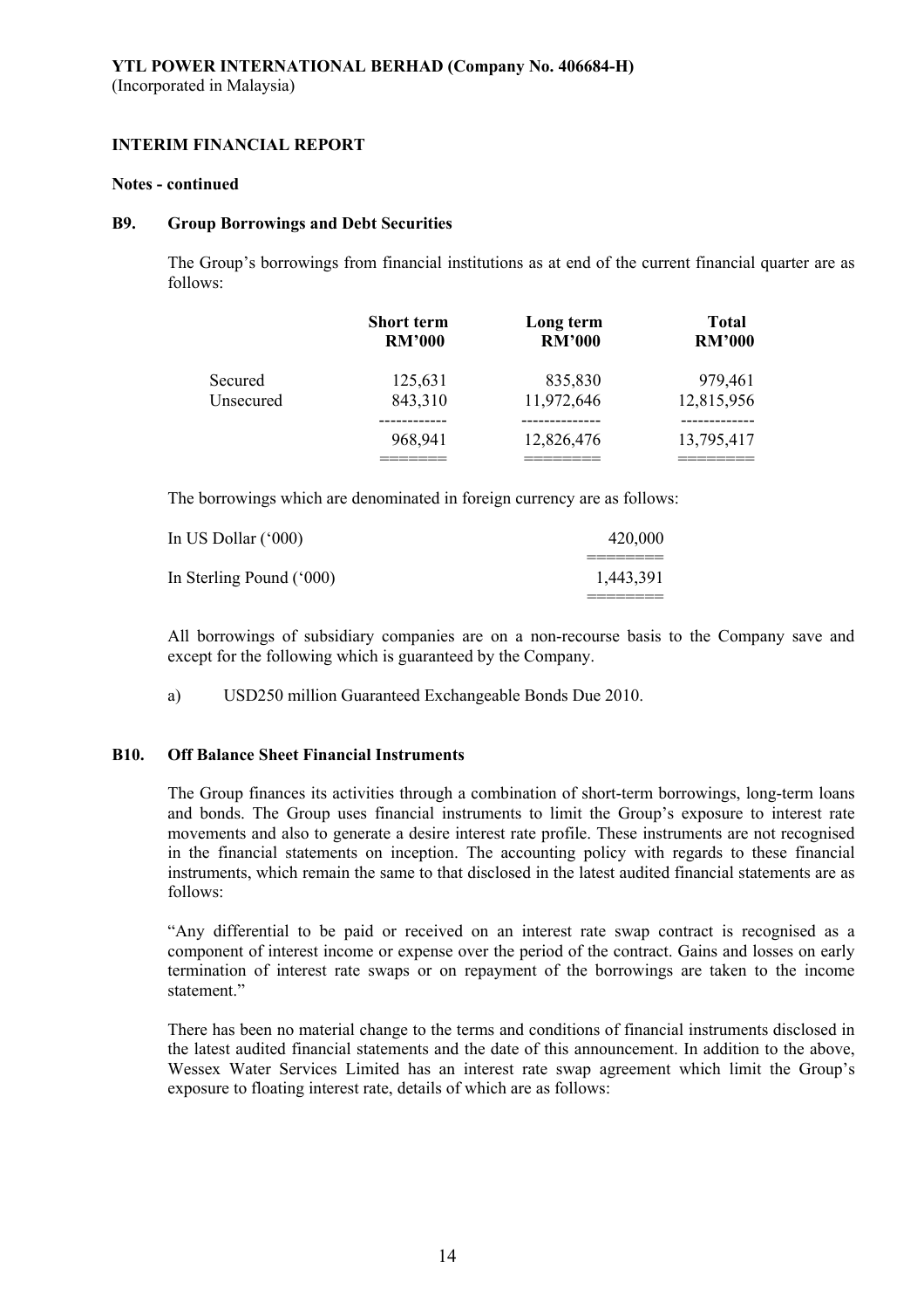**YTL POWER INTERNATIONAL BERHAD (Company No. 406684-H)**
(Incorporated in Malaysia)

**INTERIM FINANCIAL REPORT**

**Notes - continued**

### B9. Group Borrowings and Debt Securities

The Group's borrowings from financial institutions as at end of the current financial quarter are as follows:

| | Short term RM'000 | Long term RM'000 | Total RM'000 |
|---|---|---|---|
| Secured | 125,631 | 835,830 | 979,461 |
| Unsecured | 843,310 | 11,972,646 | 12,815,956 |
| | 968,941 | 12,826,476 | 13,795,417 |

The borrowings which are denominated in foreign currency are as follows:

| | |
|---|---|
| In US Dollar ('000) | 420,000 |
| In Sterling Pound ('000) | 1,443,391 |

All borrowings of subsidiary companies are on a non-recourse basis to the Company save and except for the following which is guaranteed by the Company.

a) USD250 million Guaranteed Exchangeable Bonds Due 2010.

### B10. Off Balance Sheet Financial Instruments

The Group finances its activities through a combination of short-term borrowings, long-term loans and bonds. The Group uses financial instruments to limit the Group's exposure to interest rate movements and also to generate a desire interest rate profile. These instruments are not recognised in the financial statements on inception. The accounting policy with regards to these financial instruments, which remain the same to that disclosed in the latest audited financial statements are as follows:

"Any differential to be paid or received on an interest rate swap contract is recognised as a component of interest income or expense over the period of the contract. Gains and losses on early termination of interest rate swaps or on repayment of the borrowings are taken to the income statement."

There has been no material change to the terms and conditions of financial instruments disclosed in the latest audited financial statements and the date of this announcement. In addition to the above, Wessex Water Services Limited has an interest rate swap agreement which limit the Group's exposure to floating interest rate, details of which are as follows: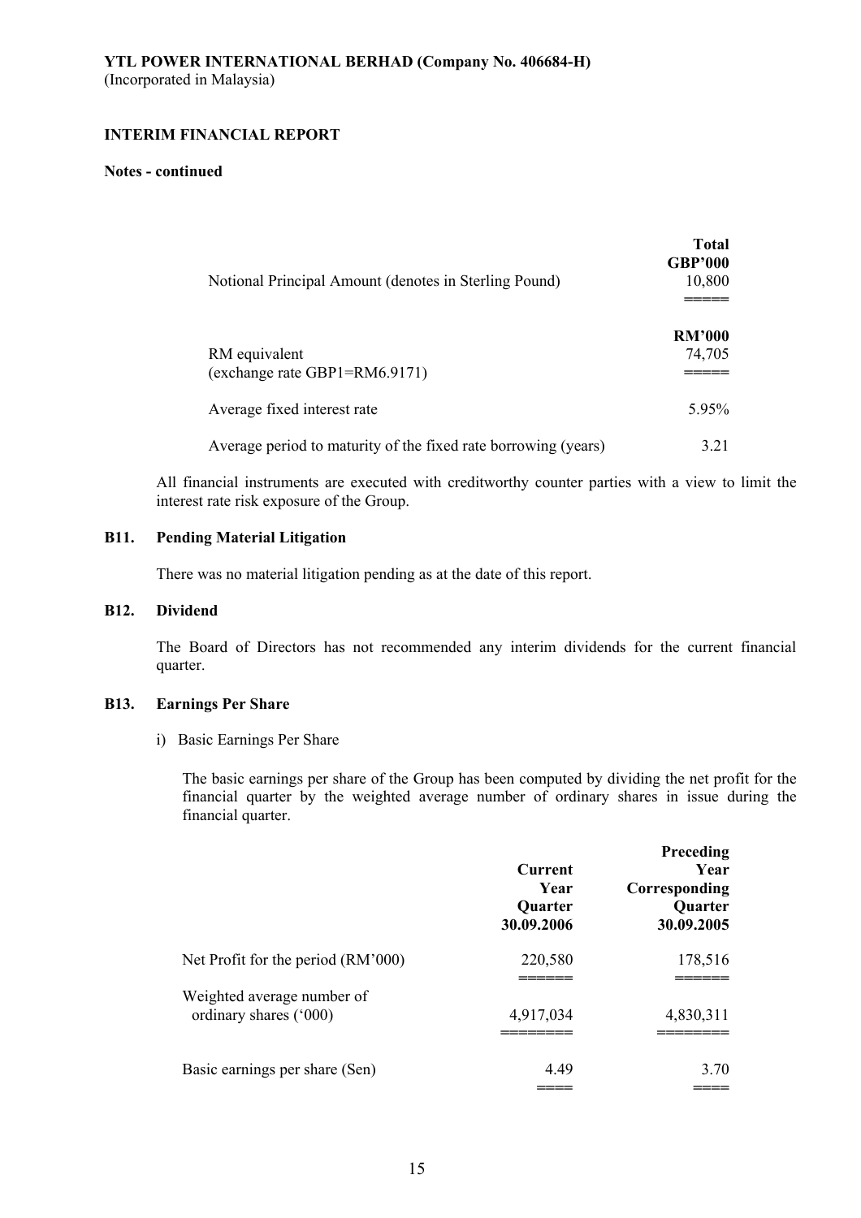**YTL POWER INTERNATIONAL BERHAD (Company No. 406684-H)**
(Incorporated in Malaysia)

**INTERIM FINANCIAL REPORT**

**Notes - continued**

| | Total GBP'000 |
|---|---|
| Notional Principal Amount (denotes in Sterling Pound) | 10,800 |
| | **RM'000** |
| RM equivalent (exchange rate GBP1=RM6.9171) | 74,705 |
| Average fixed interest rate | 5.95% |
| Average period to maturity of the fixed rate borrowing (years) | 3.21 |

All financial instruments are executed with creditworthy counter parties with a view to limit the interest rate risk exposure of the Group.

## B11. Pending Material Litigation

There was no material litigation pending as at the date of this report.

## B12. Dividend

The Board of Directors has not recommended any interim dividends for the current financial quarter.

## B13. Earnings Per Share

i) Basic Earnings Per Share

The basic earnings per share of the Group has been computed by dividing the net profit for the financial quarter by the weighted average number of ordinary shares in issue during the financial quarter.

| | Current Year Quarter 30.09.2006 | Preceding Year Corresponding Quarter 30.09.2005 |
|---|---|---|
| Net Profit for the period (RM'000) | 220,580 | 178,516 |
| Weighted average number of ordinary shares ('000) | 4,917,034 | 4,830,311 |
| Basic earnings per share (Sen) | 4.49 | 3.70 |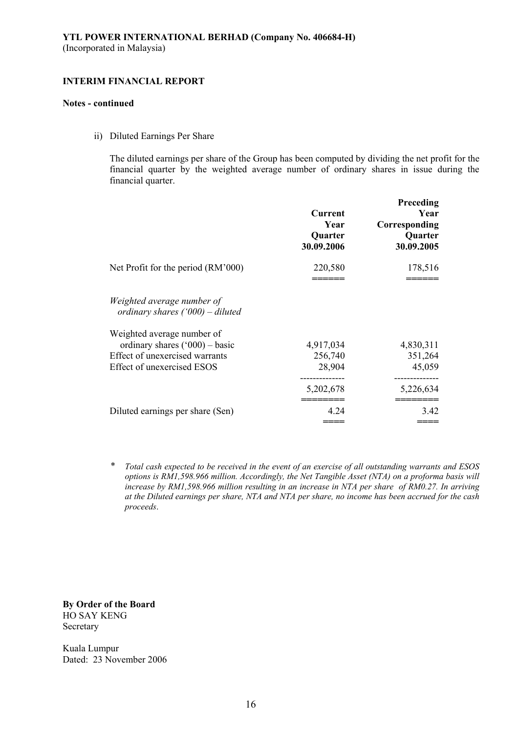**YTL POWER INTERNATIONAL BERHAD (Company No. 406684-H)**
(Incorporated in Malaysia)

**INTERIM FINANCIAL REPORT**

**Notes - continued**

ii) Diluted Earnings Per Share

The diluted earnings per share of the Group has been computed by dividing the net profit for the financial quarter by the weighted average number of ordinary shares in issue during the financial quarter.

| | Current Year Quarter 30.09.2006 | Preceding Year Corresponding Quarter 30.09.2005 |
|---|---|---|
| Net Profit for the period (RM'000) | 220,580 | 178,516 |
| *Weighted average number of ordinary shares ('000) – diluted* | | |
| Weighted average number of ordinary shares ('000) – basic | 4,917,034 | 4,830,311 |
| Effect of unexercised warrants | 256,740 | 351,264 |
| Effect of unexercised ESOS | 28,904 | 45,059 |
| | 5,202,678 | 5,226,634 |
| Diluted earnings per share (Sen) | 4.24 | 3.42 |

\* *Total cash expected to be received in the event of an exercise of all outstanding warrants and ESOS options is RM1,598.966 million. Accordingly, the Net Tangible Asset (NTA) on a proforma basis will increase by RM1,598.966 million resulting in an increase in NTA per share of RM0.27. In arriving at the Diluted earnings per share, NTA and NTA per share, no income has been accrued for the cash proceeds.*

**By Order of the Board**
HO SAY KENG
Secretary

Kuala Lumpur
Dated: 23 November 2006